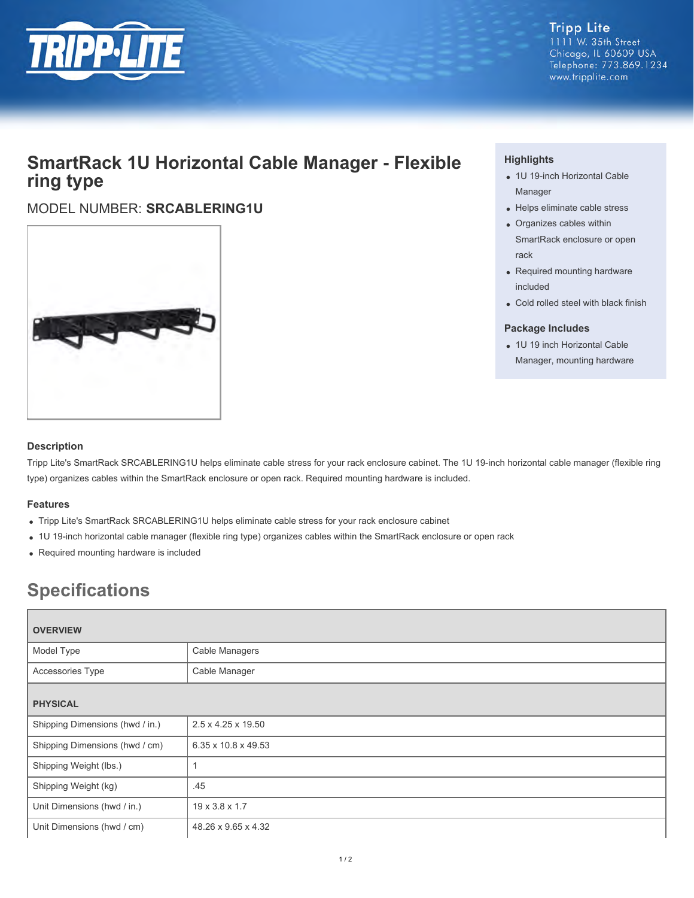Tripp Lite
1111 W. 35th Street
Chicago, IL 60609 USA
Telephone: 773.869.1234
www.tripplite.com

# SmartRack 1U Horizontal Cable Manager - Flexible ring type

MODEL NUMBER: **SRCABLERING1U**

### Highlights

- 1U 19-inch Horizontal Cable Manager
- Helps eliminate cable stress
- Organizes cables within SmartRack enclosure or open rack
- Required mounting hardware included
- Cold rolled steel with black finish

### Package Includes

- 1U 19 inch Horizontal Cable Manager, mounting hardware

### Description

Tripp Lite's SmartRack SRCABLERING1U helps eliminate cable stress for your rack enclosure cabinet. The 1U 19-inch horizontal cable manager (flexible ring type) organizes cables within the SmartRack enclosure or open rack. Required mounting hardware is included.

### Features

- Tripp Lite's SmartRack SRCABLERING1U helps eliminate cable stress for your rack enclosure cabinet
- 1U 19-inch horizontal cable manager (flexible ring type) organizes cables within the SmartRack enclosure or open rack
- Required mounting hardware is included

## Specifications

| OVERVIEW | |
|---|---|
| Model Type | Cable Managers |
| Accessories Type | Cable Manager |
| **PHYSICAL** | |
| Shipping Dimensions (hwd / in.) | 2.5 x 4.25 x 19.50 |
| Shipping Dimensions (hwd / cm) | 6.35 x 10.8 x 49.53 |
| Shipping Weight (lbs.) | 1 |
| Shipping Weight (kg) | .45 |
| Unit Dimensions (hwd / in.) | 19 x 3.8 x 1.7 |
| Unit Dimensions (hwd / cm) | 48.26 x 9.65 x 4.32 |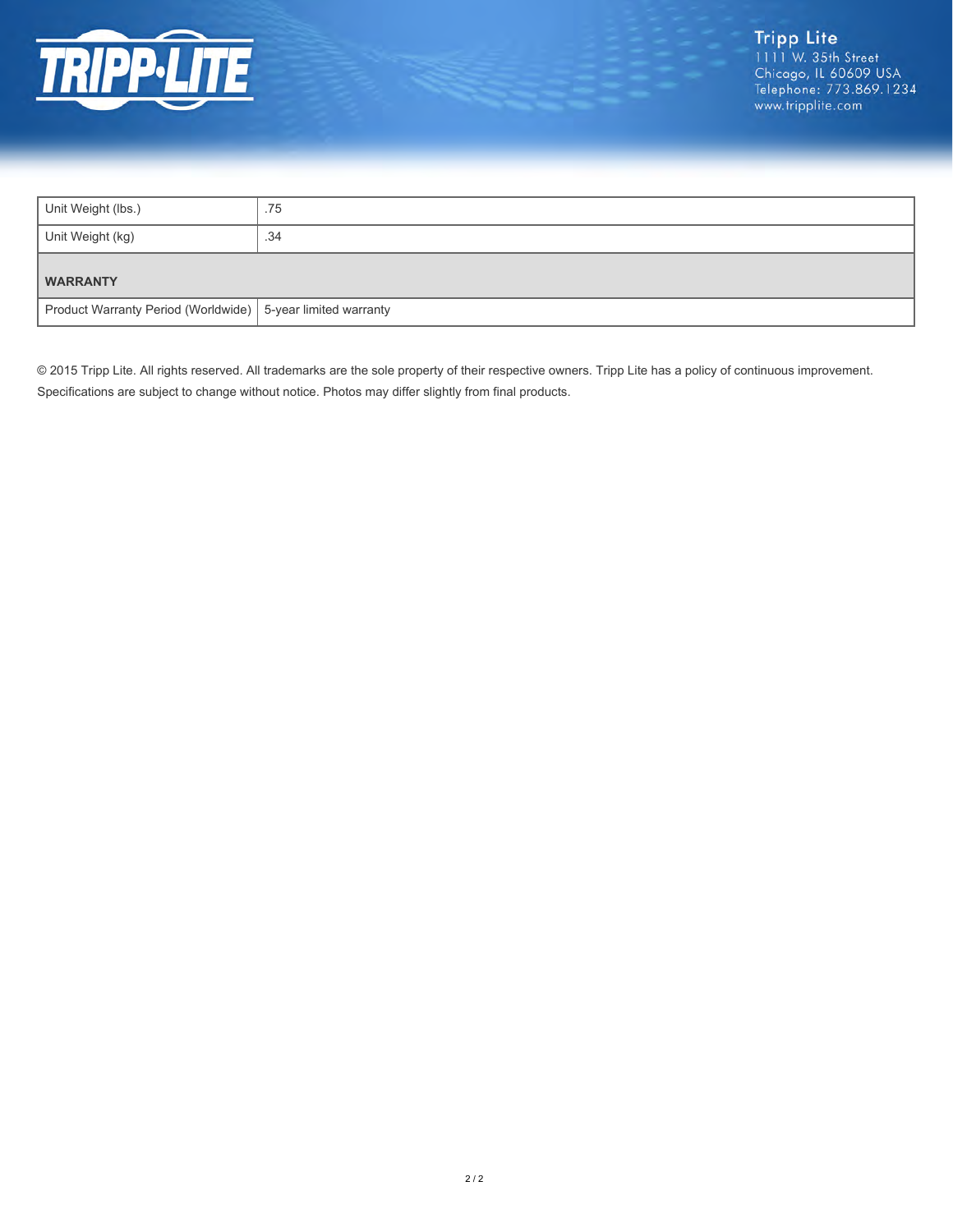| | |
|---|---|
| Unit Weight (lbs.) | .75 |
| Unit Weight (kg) | .34 |
| **WARRANTY** | |
| Product Warranty Period (Worldwide) | 5-year limited warranty |

© 2015 Tripp Lite. All rights reserved. All trademarks are the sole property of their respective owners. Tripp Lite has a policy of continuous improvement. Specifications are subject to change without notice. Photos may differ slightly from final products.